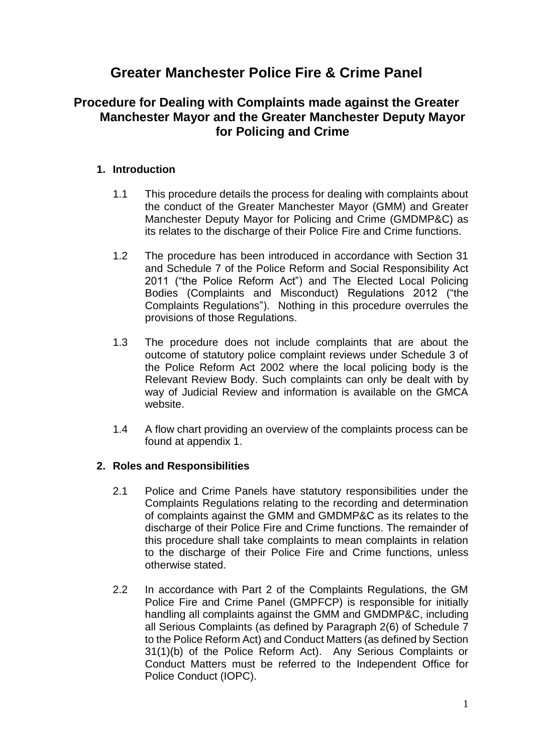# Greater Manchester Police Fire & Crime Panel

## Procedure for Dealing with Complaints made against the Greater Manchester Mayor and the Greater Manchester Deputy Mayor for Policing and Crime

### 1. Introduction

1.1 This procedure details the process for dealing with complaints about the conduct of the Greater Manchester Mayor (GMM) and Greater Manchester Deputy Mayor for Policing and Crime (GMDMP&C) as its relates to the discharge of their Police Fire and Crime functions.

1.2 The procedure has been introduced in accordance with Section 31 and Schedule 7 of the Police Reform and Social Responsibility Act 2011 ("the Police Reform Act") and The Elected Local Policing Bodies (Complaints and Misconduct) Regulations 2012 ("the Complaints Regulations"). Nothing in this procedure overrules the provisions of those Regulations.

1.3 The procedure does not include complaints that are about the outcome of statutory police complaint reviews under Schedule 3 of the Police Reform Act 2002 where the local policing body is the Relevant Review Body. Such complaints can only be dealt with by way of Judicial Review and information is available on the GMCA website.

1.4 A flow chart providing an overview of the complaints process can be found at appendix 1.

### 2. Roles and Responsibilities

2.1 Police and Crime Panels have statutory responsibilities under the Complaints Regulations relating to the recording and determination of complaints against the GMM and GMDMP&C as its relates to the discharge of their Police Fire and Crime functions. The remainder of this procedure shall take complaints to mean complaints in relation to the discharge of their Police Fire and Crime functions, unless otherwise stated.

2.2 In accordance with Part 2 of the Complaints Regulations, the GM Police Fire and Crime Panel (GMPFCP) is responsible for initially handling all complaints against the GMM and GMDMP&C, including all Serious Complaints (as defined by Paragraph 2(6) of Schedule 7 to the Police Reform Act) and Conduct Matters (as defined by Section 31(1)(b) of the Police Reform Act). Any Serious Complaints or Conduct Matters must be referred to the Independent Office for Police Conduct (IOPC).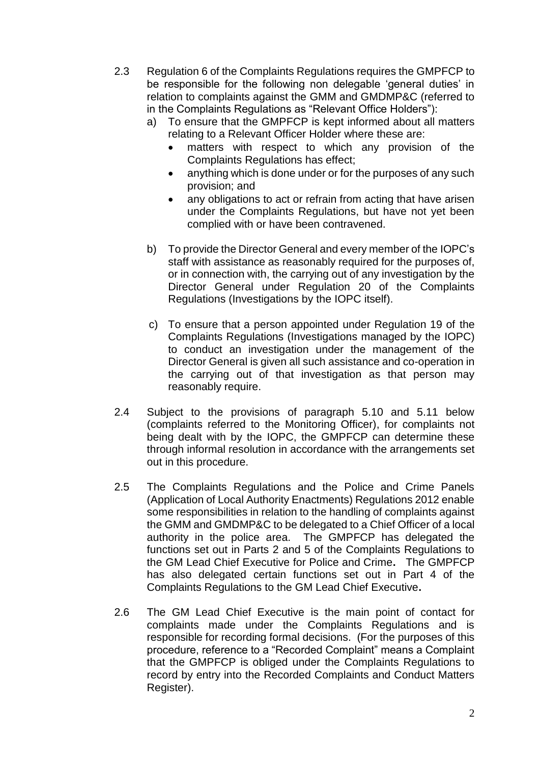2.3 Regulation 6 of the Complaints Regulations requires the GMPFCP to be responsible for the following non delegable 'general duties' in relation to complaints against the GMM and GMDMP&C (referred to in the Complaints Regulations as "Relevant Office Holders"):

a) To ensure that the GMPFCP is kept informed about all matters relating to a Relevant Officer Holder where these are:
   - matters with respect to which any provision of the Complaints Regulations has effect;
   - anything which is done under or for the purposes of any such provision; and
   - any obligations to act or refrain from acting that have arisen under the Complaints Regulations, but have not yet been complied with or have been contravened.

b) To provide the Director General and every member of the IOPC's staff with assistance as reasonably required for the purposes of, or in connection with, the carrying out of any investigation by the Director General under Regulation 20 of the Complaints Regulations (Investigations by the IOPC itself).

c) To ensure that a person appointed under Regulation 19 of the Complaints Regulations (Investigations managed by the IOPC) to conduct an investigation under the management of the Director General is given all such assistance and co-operation in the carrying out of that investigation as that person may reasonably require.

2.4 Subject to the provisions of paragraph 5.10 and 5.11 below (complaints referred to the Monitoring Officer), for complaints not being dealt with by the IOPC, the GMPFCP can determine these through informal resolution in accordance with the arrangements set out in this procedure.

2.5 The Complaints Regulations and the Police and Crime Panels (Application of Local Authority Enactments) Regulations 2012 enable some responsibilities in relation to the handling of complaints against the GMM and GMDMP&C to be delegated to a Chief Officer of a local authority in the police area. The GMPFCP has delegated the functions set out in Parts 2 and 5 of the Complaints Regulations to the GM Lead Chief Executive for Police and Crime**.** The GMPFCP has also delegated certain functions set out in Part 4 of the Complaints Regulations to the GM Lead Chief Executive**.**

2.6 The GM Lead Chief Executive is the main point of contact for complaints made under the Complaints Regulations and is responsible for recording formal decisions. (For the purposes of this procedure, reference to a "Recorded Complaint" means a Complaint that the GMPFCP is obliged under the Complaints Regulations to record by entry into the Recorded Complaints and Conduct Matters Register).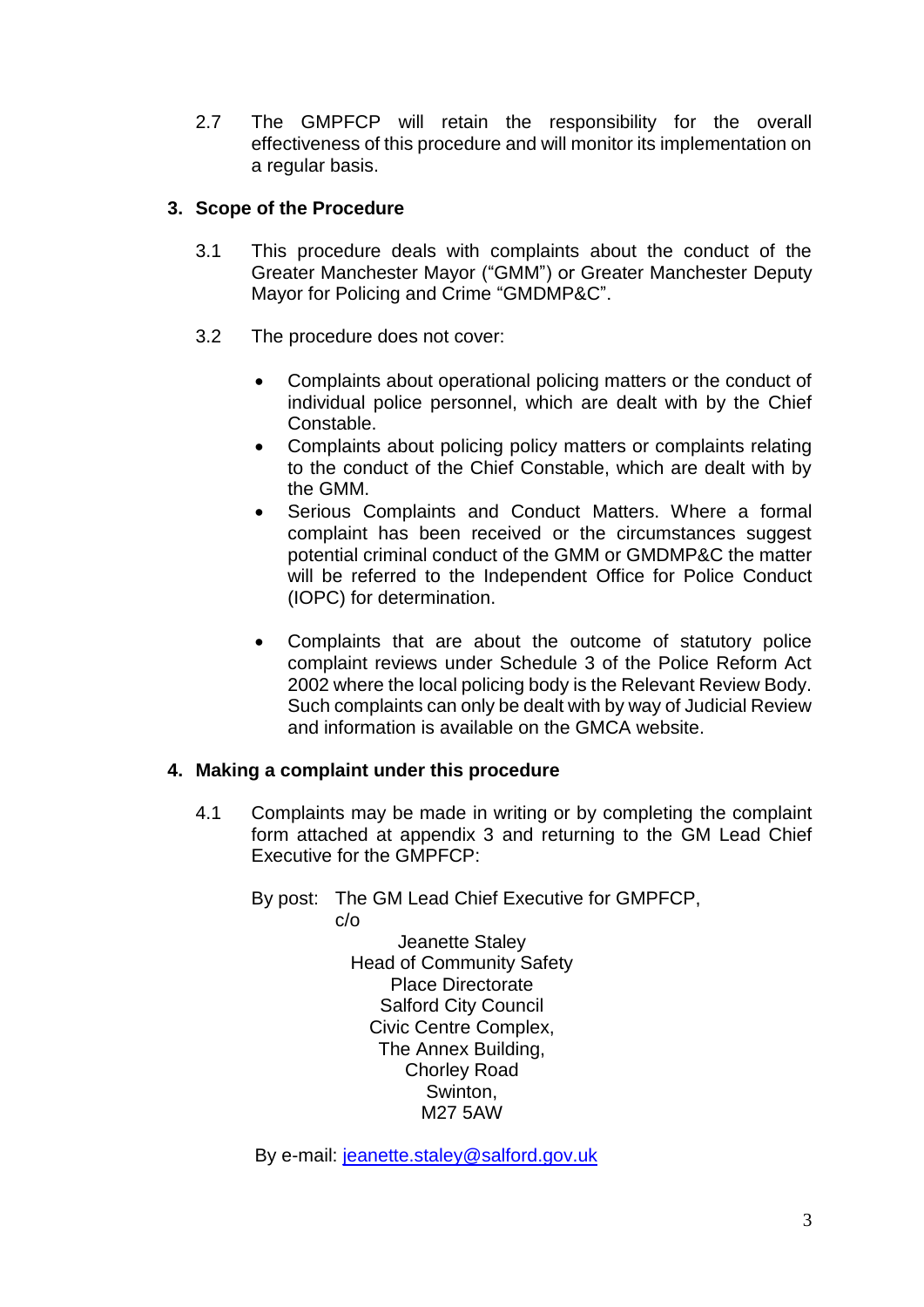2.7 The GMPFCP will retain the responsibility for the overall effectiveness of this procedure and will monitor its implementation on a regular basis.

## 3. Scope of the Procedure

3.1 This procedure deals with complaints about the conduct of the Greater Manchester Mayor ("GMM") or Greater Manchester Deputy Mayor for Policing and Crime "GMDMP&C".

3.2 The procedure does not cover:

- Complaints about operational policing matters or the conduct of individual police personnel, which are dealt with by the Chief Constable.
- Complaints about policing policy matters or complaints relating to the conduct of the Chief Constable, which are dealt with by the GMM.
- Serious Complaints and Conduct Matters. Where a formal complaint has been received or the circumstances suggest potential criminal conduct of the GMM or GMDMP&C the matter will be referred to the Independent Office for Police Conduct (IOPC) for determination.
- Complaints that are about the outcome of statutory police complaint reviews under Schedule 3 of the Police Reform Act 2002 where the local policing body is the Relevant Review Body. Such complaints can only be dealt with by way of Judicial Review and information is available on the GMCA website.

## 4. Making a complaint under this procedure

4.1 Complaints may be made in writing or by completing the complaint form attached at appendix 3 and returning to the GM Lead Chief Executive for the GMPFCP:

By post: The GM Lead Chief Executive for GMPFCP,
c/o
Jeanette Staley
Head of Community Safety
Place Directorate
Salford City Council
Civic Centre Complex,
The Annex Building,
Chorley Road
Swinton,
M27 5AW

By e-mail: jeanette.staley@salford.gov.uk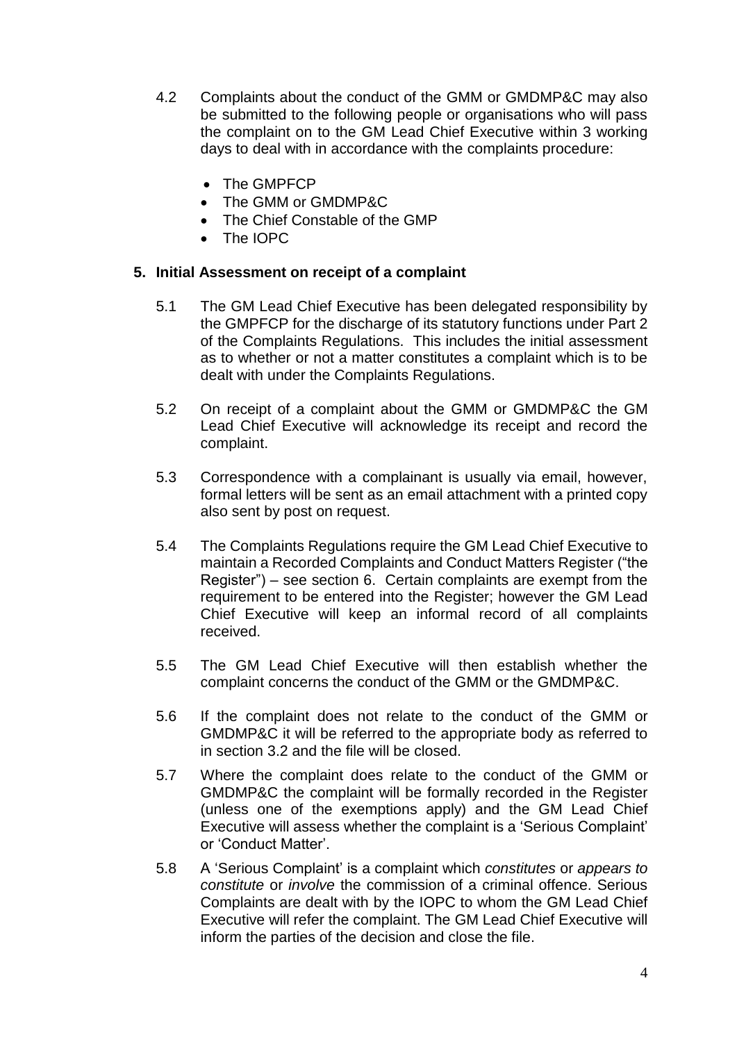4.2 Complaints about the conduct of the GMM or GMDMP&C may also be submitted to the following people or organisations who will pass the complaint on to the GM Lead Chief Executive within 3 working days to deal with in accordance with the complaints procedure:

- The GMPFCP
- The GMM or GMDMP&C
- The Chief Constable of the GMP
- The IOPC

## 5. Initial Assessment on receipt of a complaint

5.1 The GM Lead Chief Executive has been delegated responsibility by the GMPFCP for the discharge of its statutory functions under Part 2 of the Complaints Regulations. This includes the initial assessment as to whether or not a matter constitutes a complaint which is to be dealt with under the Complaints Regulations.

5.2 On receipt of a complaint about the GMM or GMDMP&C the GM Lead Chief Executive will acknowledge its receipt and record the complaint.

5.3 Correspondence with a complainant is usually via email, however, formal letters will be sent as an email attachment with a printed copy also sent by post on request.

5.4 The Complaints Regulations require the GM Lead Chief Executive to maintain a Recorded Complaints and Conduct Matters Register ("the Register") – see section 6. Certain complaints are exempt from the requirement to be entered into the Register; however the GM Lead Chief Executive will keep an informal record of all complaints received.

5.5 The GM Lead Chief Executive will then establish whether the complaint concerns the conduct of the GMM or the GMDMP&C.

5.6 If the complaint does not relate to the conduct of the GMM or GMDMP&C it will be referred to the appropriate body as referred to in section 3.2 and the file will be closed.

5.7 Where the complaint does relate to the conduct of the GMM or GMDMP&C the complaint will be formally recorded in the Register (unless one of the exemptions apply) and the GM Lead Chief Executive will assess whether the complaint is a 'Serious Complaint' or 'Conduct Matter'.

5.8 A 'Serious Complaint' is a complaint which *constitutes* or *appears to constitute* or *involve* the commission of a criminal offence. Serious Complaints are dealt with by the IOPC to whom the GM Lead Chief Executive will refer the complaint. The GM Lead Chief Executive will inform the parties of the decision and close the file.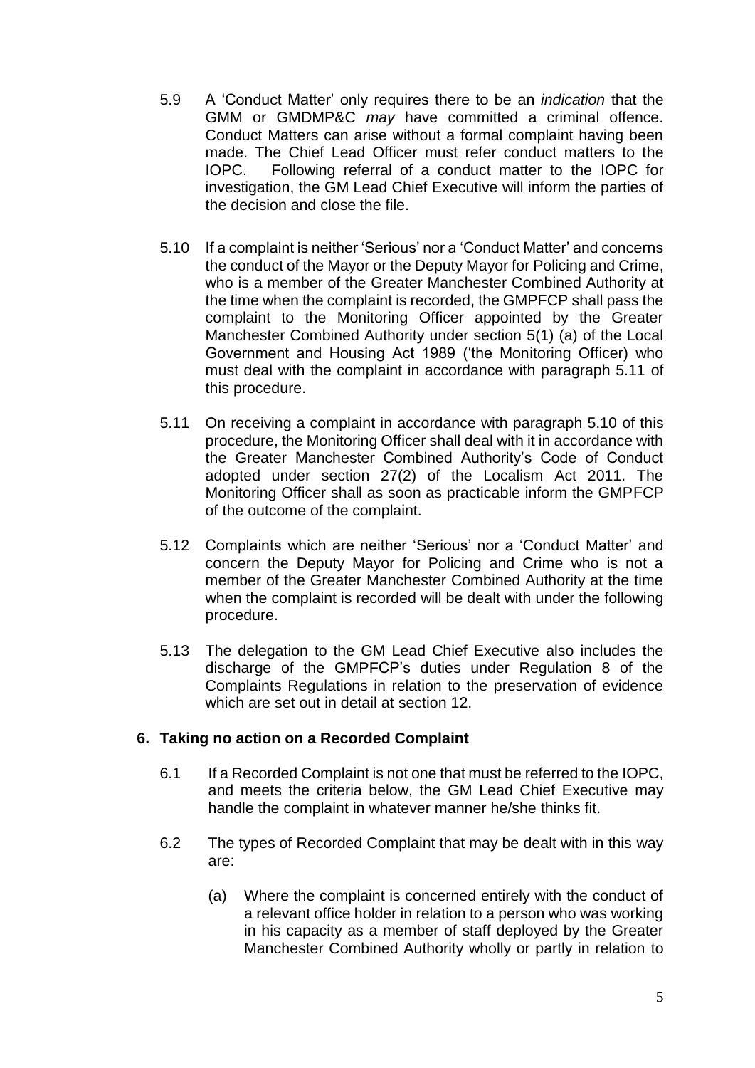5.9 A 'Conduct Matter' only requires there to be an *indication* that the GMM or GMDMP&C *may* have committed a criminal offence. Conduct Matters can arise without a formal complaint having been made. The Chief Lead Officer must refer conduct matters to the IOPC. Following referral of a conduct matter to the IOPC for investigation, the GM Lead Chief Executive will inform the parties of the decision and close the file.

5.10 If a complaint is neither 'Serious' nor a 'Conduct Matter' and concerns the conduct of the Mayor or the Deputy Mayor for Policing and Crime, who is a member of the Greater Manchester Combined Authority at the time when the complaint is recorded, the GMPFCP shall pass the complaint to the Monitoring Officer appointed by the Greater Manchester Combined Authority under section 5(1) (a) of the Local Government and Housing Act 1989 ('the Monitoring Officer) who must deal with the complaint in accordance with paragraph 5.11 of this procedure.

5.11 On receiving a complaint in accordance with paragraph 5.10 of this procedure, the Monitoring Officer shall deal with it in accordance with the Greater Manchester Combined Authority's Code of Conduct adopted under section 27(2) of the Localism Act 2011. The Monitoring Officer shall as soon as practicable inform the GMPFCP of the outcome of the complaint.

5.12 Complaints which are neither 'Serious' nor a 'Conduct Matter' and concern the Deputy Mayor for Policing and Crime who is not a member of the Greater Manchester Combined Authority at the time when the complaint is recorded will be dealt with under the following procedure.

5.13 The delegation to the GM Lead Chief Executive also includes the discharge of the GMPFCP's duties under Regulation 8 of the Complaints Regulations in relation to the preservation of evidence which are set out in detail at section 12.

## 6. Taking no action on a Recorded Complaint

6.1 If a Recorded Complaint is not one that must be referred to the IOPC, and meets the criteria below, the GM Lead Chief Executive may handle the complaint in whatever manner he/she thinks fit.

6.2 The types of Recorded Complaint that may be dealt with in this way are:

(a) Where the complaint is concerned entirely with the conduct of a relevant office holder in relation to a person who was working in his capacity as a member of staff deployed by the Greater Manchester Combined Authority wholly or partly in relation to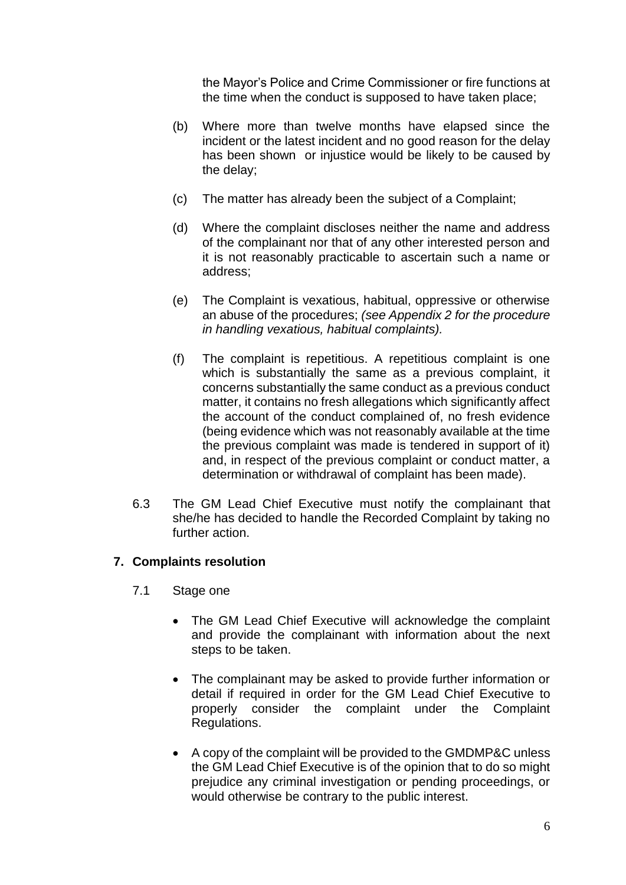the Mayor's Police and Crime Commissioner or fire functions at the time when the conduct is supposed to have taken place;

(b) Where more than twelve months have elapsed since the incident or the latest incident and no good reason for the delay has been shown or injustice would be likely to be caused by the delay;

(c) The matter has already been the subject of a Complaint;

(d) Where the complaint discloses neither the name and address of the complainant nor that of any other interested person and it is not reasonably practicable to ascertain such a name or address;

(e) The Complaint is vexatious, habitual, oppressive or otherwise an abuse of the procedures; *(see Appendix 2 for the procedure in handling vexatious, habitual complaints).*

(f) The complaint is repetitious. A repetitious complaint is one which is substantially the same as a previous complaint, it concerns substantially the same conduct as a previous conduct matter, it contains no fresh allegations which significantly affect the account of the conduct complained of, no fresh evidence (being evidence which was not reasonably available at the time the previous complaint was made is tendered in support of it) and, in respect of the previous complaint or conduct matter, a determination or withdrawal of complaint has been made).

6.3 The GM Lead Chief Executive must notify the complainant that she/he has decided to handle the Recorded Complaint by taking no further action.

## 7. Complaints resolution

7.1 Stage one

- The GM Lead Chief Executive will acknowledge the complaint and provide the complainant with information about the next steps to be taken.
- The complainant may be asked to provide further information or detail if required in order for the GM Lead Chief Executive to properly consider the complaint under the Complaint Regulations.
- A copy of the complaint will be provided to the GMDMP&C unless the GM Lead Chief Executive is of the opinion that to do so might prejudice any criminal investigation or pending proceedings, or would otherwise be contrary to the public interest.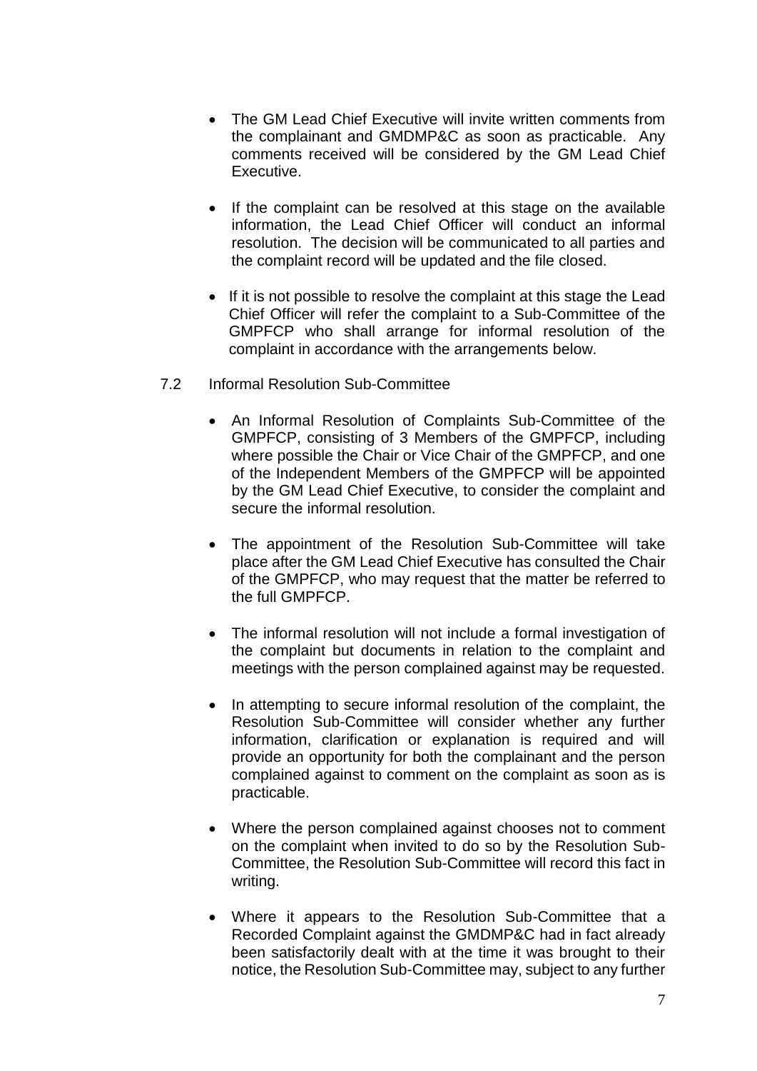- The GM Lead Chief Executive will invite written comments from the complainant and GMDMP&C as soon as practicable. Any comments received will be considered by the GM Lead Chief Executive.

- If the complaint can be resolved at this stage on the available information, the Lead Chief Officer will conduct an informal resolution. The decision will be communicated to all parties and the complaint record will be updated and the file closed.

- If it is not possible to resolve the complaint at this stage the Lead Chief Officer will refer the complaint to a Sub-Committee of the GMPFCP who shall arrange for informal resolution of the complaint in accordance with the arrangements below.

7.2 Informal Resolution Sub-Committee

- An Informal Resolution of Complaints Sub-Committee of the GMPFCP, consisting of 3 Members of the GMPFCP, including where possible the Chair or Vice Chair of the GMPFCP, and one of the Independent Members of the GMPFCP will be appointed by the GM Lead Chief Executive, to consider the complaint and secure the informal resolution.

- The appointment of the Resolution Sub-Committee will take place after the GM Lead Chief Executive has consulted the Chair of the GMPFCP, who may request that the matter be referred to the full GMPFCP.

- The informal resolution will not include a formal investigation of the complaint but documents in relation to the complaint and meetings with the person complained against may be requested.

- In attempting to secure informal resolution of the complaint, the Resolution Sub-Committee will consider whether any further information, clarification or explanation is required and will provide an opportunity for both the complainant and the person complained against to comment on the complaint as soon as is practicable.

- Where the person complained against chooses not to comment on the complaint when invited to do so by the Resolution Sub-Committee, the Resolution Sub-Committee will record this fact in writing.

- Where it appears to the Resolution Sub-Committee that a Recorded Complaint against the GMDMP&C had in fact already been satisfactorily dealt with at the time it was brought to their notice, the Resolution Sub-Committee may, subject to any further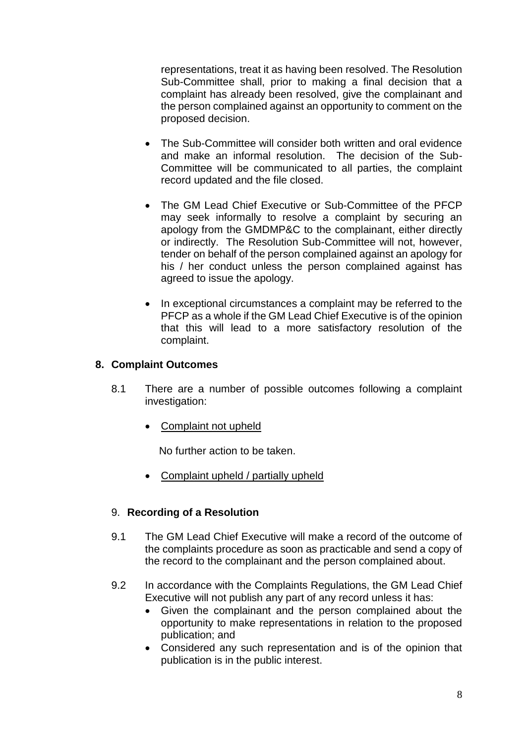representations, treat it as having been resolved. The Resolution Sub-Committee shall, prior to making a final decision that a complaint has already been resolved, give the complainant and the person complained against an opportunity to comment on the proposed decision.

- The Sub-Committee will consider both written and oral evidence and make an informal resolution. The decision of the Sub-Committee will be communicated to all parties, the complaint record updated and the file closed.
- The GM Lead Chief Executive or Sub-Committee of the PFCP may seek informally to resolve a complaint by securing an apology from the GMDMP&C to the complainant, either directly or indirectly. The Resolution Sub-Committee will not, however, tender on behalf of the person complained against an apology for his / her conduct unless the person complained against has agreed to issue the apology.
- In exceptional circumstances a complaint may be referred to the PFCP as a whole if the GM Lead Chief Executive is of the opinion that this will lead to a more satisfactory resolution of the complaint.

## 8. Complaint Outcomes

8.1 There are a number of possible outcomes following a complaint investigation:

- Complaint not upheld

  No further action to be taken.

- Complaint upheld / partially upheld

## 9. Recording of a Resolution

9.1 The GM Lead Chief Executive will make a record of the outcome of the complaints procedure as soon as practicable and send a copy of the record to the complainant and the person complained about.

9.2 In accordance with the Complaints Regulations, the GM Lead Chief Executive will not publish any part of any record unless it has:

- Given the complainant and the person complained about the opportunity to make representations in relation to the proposed publication; and
- Considered any such representation and is of the opinion that publication is in the public interest.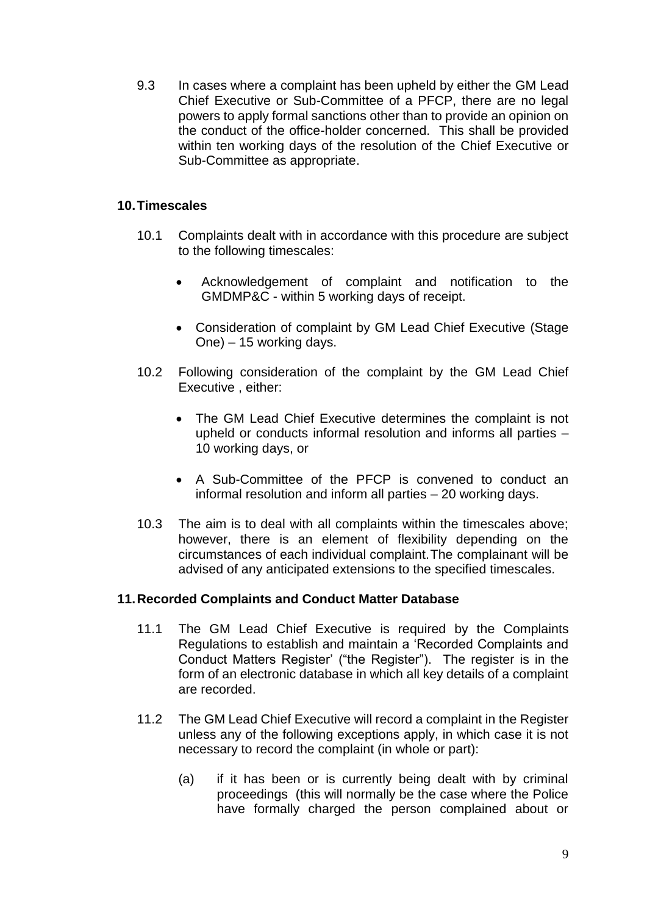9.3 In cases where a complaint has been upheld by either the GM Lead Chief Executive or Sub-Committee of a PFCP, there are no legal powers to apply formal sanctions other than to provide an opinion on the conduct of the office-holder concerned. This shall be provided within ten working days of the resolution of the Chief Executive or Sub-Committee as appropriate.

## 10. Timescales

10.1 Complaints dealt with in accordance with this procedure are subject to the following timescales:

- Acknowledgement of complaint and notification to the GMDMP&C - within 5 working days of receipt.
- Consideration of complaint by GM Lead Chief Executive (Stage One) – 15 working days.

10.2 Following consideration of the complaint by the GM Lead Chief Executive , either:

- The GM Lead Chief Executive determines the complaint is not upheld or conducts informal resolution and informs all parties – 10 working days, or
- A Sub-Committee of the PFCP is convened to conduct an informal resolution and inform all parties – 20 working days.

10.3 The aim is to deal with all complaints within the timescales above; however, there is an element of flexibility depending on the circumstances of each individual complaint.The complainant will be advised of any anticipated extensions to the specified timescales.

## 11. Recorded Complaints and Conduct Matter Database

11.1 The GM Lead Chief Executive is required by the Complaints Regulations to establish and maintain a 'Recorded Complaints and Conduct Matters Register' ("the Register"). The register is in the form of an electronic database in which all key details of a complaint are recorded.

11.2 The GM Lead Chief Executive will record a complaint in the Register unless any of the following exceptions apply, in which case it is not necessary to record the complaint (in whole or part):

(a) if it has been or is currently being dealt with by criminal proceedings (this will normally be the case where the Police have formally charged the person complained about or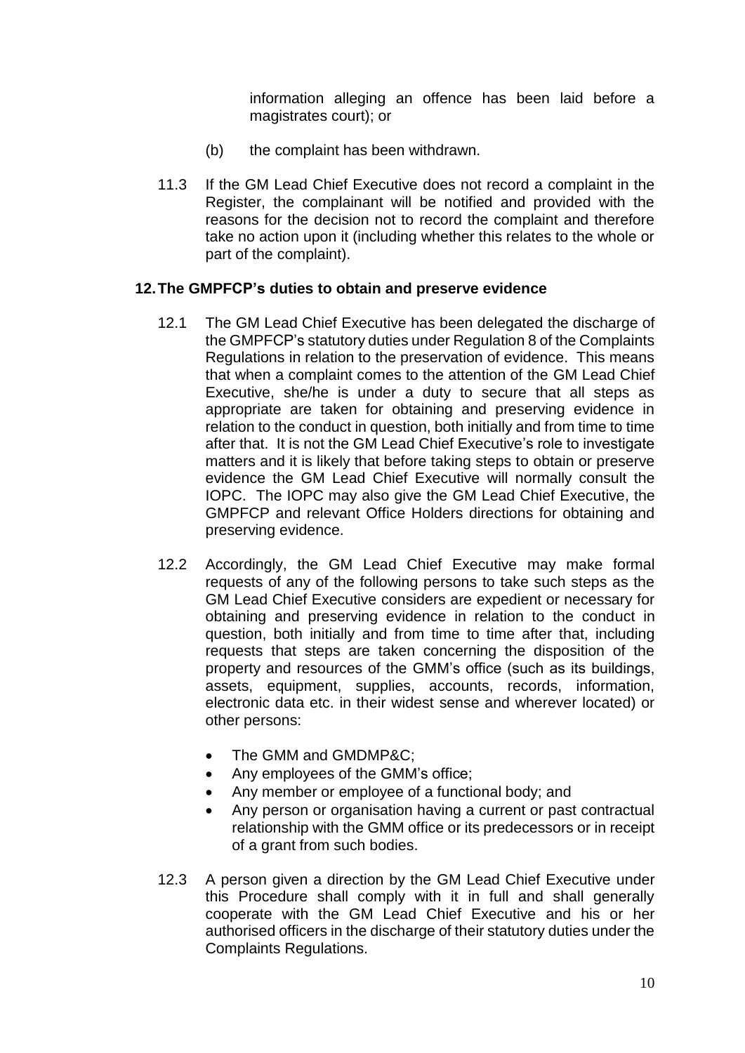information alleging an offence has been laid before a magistrates court); or

(b) the complaint has been withdrawn.

11.3 If the GM Lead Chief Executive does not record a complaint in the Register, the complainant will be notified and provided with the reasons for the decision not to record the complaint and therefore take no action upon it (including whether this relates to the whole or part of the complaint).

## 12. The GMPFCP's duties to obtain and preserve evidence

12.1 The GM Lead Chief Executive has been delegated the discharge of the GMPFCP's statutory duties under Regulation 8 of the Complaints Regulations in relation to the preservation of evidence. This means that when a complaint comes to the attention of the GM Lead Chief Executive, she/he is under a duty to secure that all steps as appropriate are taken for obtaining and preserving evidence in relation to the conduct in question, both initially and from time to time after that. It is not the GM Lead Chief Executive's role to investigate matters and it is likely that before taking steps to obtain or preserve evidence the GM Lead Chief Executive will normally consult the IOPC. The IOPC may also give the GM Lead Chief Executive, the GMPFCP and relevant Office Holders directions for obtaining and preserving evidence.

12.2 Accordingly, the GM Lead Chief Executive may make formal requests of any of the following persons to take such steps as the GM Lead Chief Executive considers are expedient or necessary for obtaining and preserving evidence in relation to the conduct in question, both initially and from time to time after that, including requests that steps are taken concerning the disposition of the property and resources of the GMM's office (such as its buildings, assets, equipment, supplies, accounts, records, information, electronic data etc. in their widest sense and wherever located) or other persons:

- The GMM and GMDMP&C;
- Any employees of the GMM's office;
- Any member or employee of a functional body; and
- Any person or organisation having a current or past contractual relationship with the GMM office or its predecessors or in receipt of a grant from such bodies.

12.3 A person given a direction by the GM Lead Chief Executive under this Procedure shall comply with it in full and shall generally cooperate with the GM Lead Chief Executive and his or her authorised officers in the discharge of their statutory duties under the Complaints Regulations.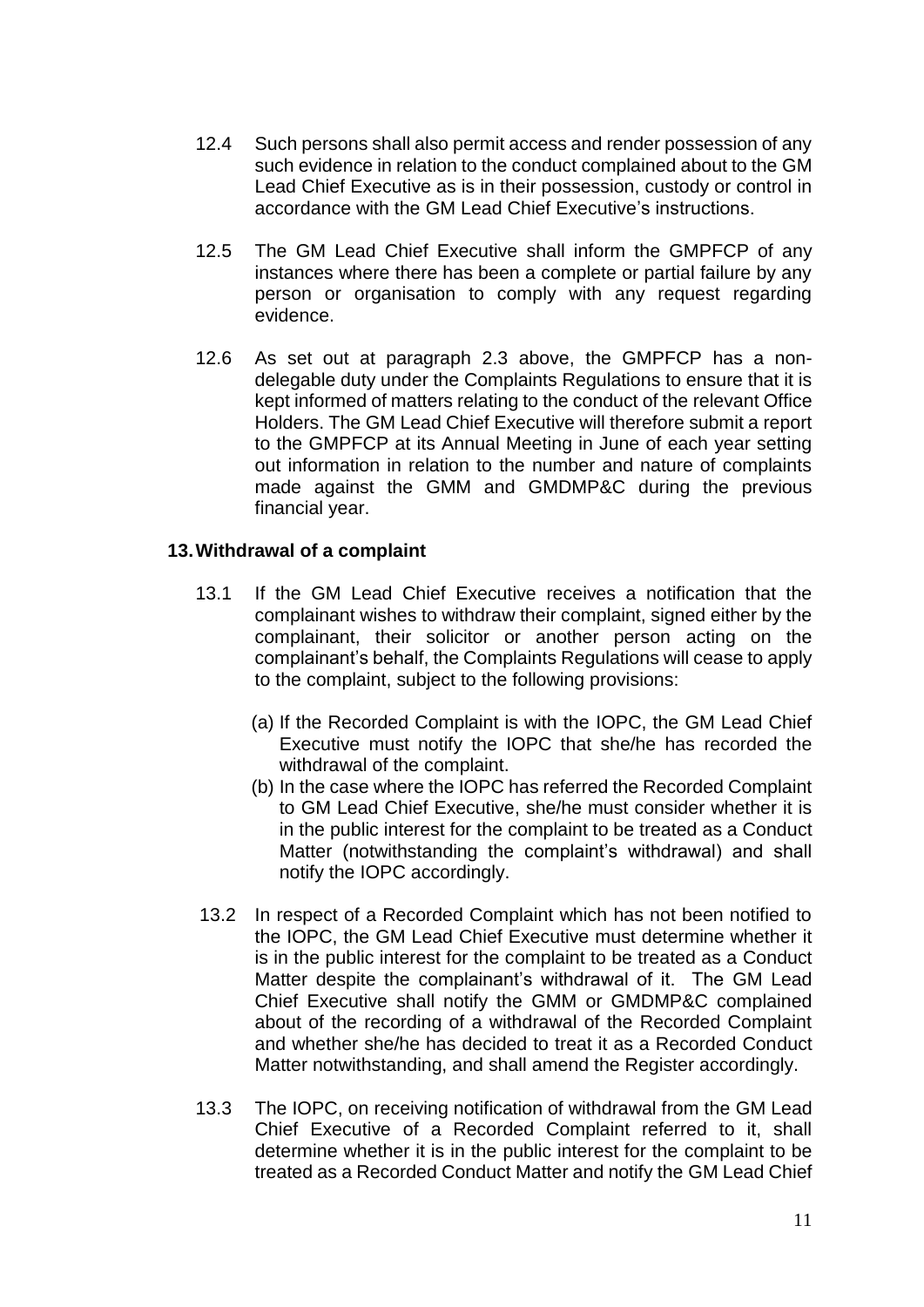12.4 Such persons shall also permit access and render possession of any such evidence in relation to the conduct complained about to the GM Lead Chief Executive as is in their possession, custody or control in accordance with the GM Lead Chief Executive's instructions.

12.5 The GM Lead Chief Executive shall inform the GMPFCP of any instances where there has been a complete or partial failure by any person or organisation to comply with any request regarding evidence.

12.6 As set out at paragraph 2.3 above, the GMPFCP has a non-delegable duty under the Complaints Regulations to ensure that it is kept informed of matters relating to the conduct of the relevant Office Holders. The GM Lead Chief Executive will therefore submit a report to the GMPFCP at its Annual Meeting in June of each year setting out information in relation to the number and nature of complaints made against the GMM and GMDMP&C during the previous financial year.

## 13. Withdrawal of a complaint

13.1 If the GM Lead Chief Executive receives a notification that the complainant wishes to withdraw their complaint, signed either by the complainant, their solicitor or another person acting on the complainant's behalf, the Complaints Regulations will cease to apply to the complaint, subject to the following provisions:

(a) If the Recorded Complaint is with the IOPC, the GM Lead Chief Executive must notify the IOPC that she/he has recorded the withdrawal of the complaint.

(b) In the case where the IOPC has referred the Recorded Complaint to GM Lead Chief Executive, she/he must consider whether it is in the public interest for the complaint to be treated as a Conduct Matter (notwithstanding the complaint's withdrawal) and shall notify the IOPC accordingly.

13.2 In respect of a Recorded Complaint which has not been notified to the IOPC, the GM Lead Chief Executive must determine whether it is in the public interest for the complaint to be treated as a Conduct Matter despite the complainant's withdrawal of it. The GM Lead Chief Executive shall notify the GMM or GMDMP&C complained about of the recording of a withdrawal of the Recorded Complaint and whether she/he has decided to treat it as a Recorded Conduct Matter notwithstanding, and shall amend the Register accordingly.

13.3 The IOPC, on receiving notification of withdrawal from the GM Lead Chief Executive of a Recorded Complaint referred to it, shall determine whether it is in the public interest for the complaint to be treated as a Recorded Conduct Matter and notify the GM Lead Chief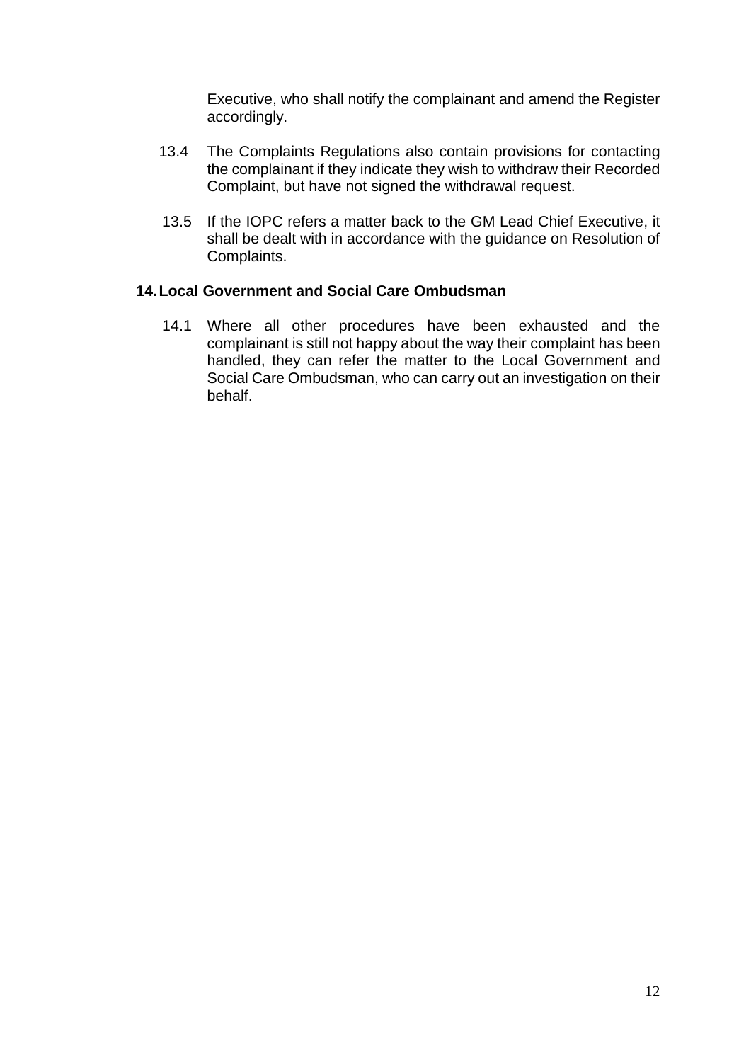Executive, who shall notify the complainant and amend the Register accordingly.

13.4 The Complaints Regulations also contain provisions for contacting the complainant if they indicate they wish to withdraw their Recorded Complaint, but have not signed the withdrawal request.

13.5 If the IOPC refers a matter back to the GM Lead Chief Executive, it shall be dealt with in accordance with the guidance on Resolution of Complaints.

## 14. Local Government and Social Care Ombudsman

14.1 Where all other procedures have been exhausted and the complainant is still not happy about the way their complaint has been handled, they can refer the matter to the Local Government and Social Care Ombudsman, who can carry out an investigation on their behalf.